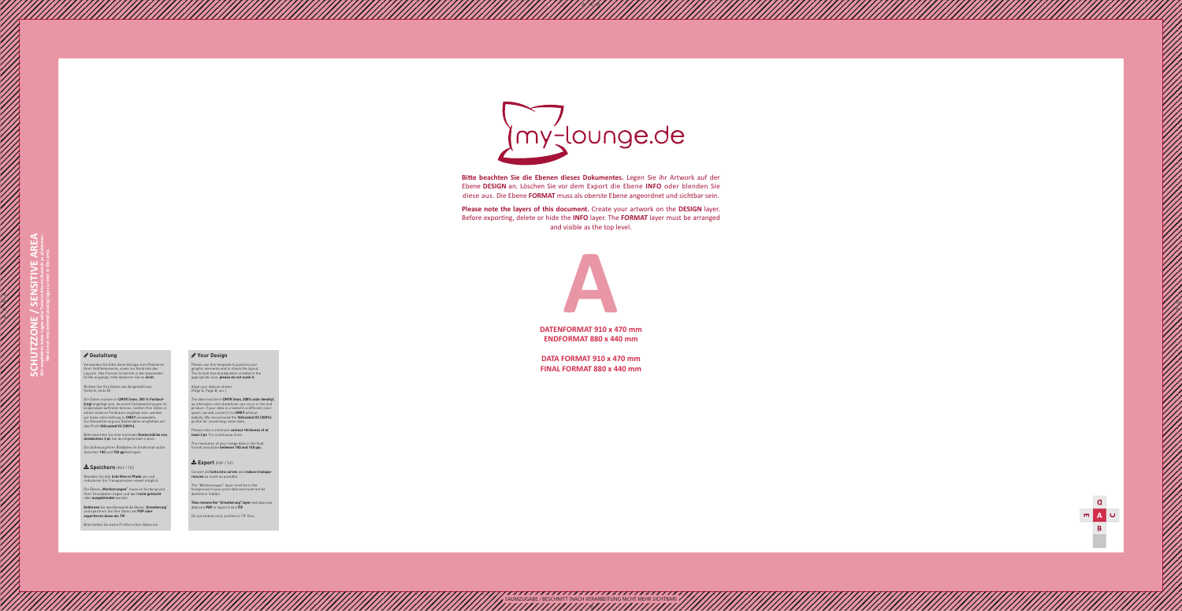**SCHUTZZONE / SENSITIVE AREA**

Wir empfehlen keine Logos oder Texte in diesem Bereich zu platzieren.
We do not recommend placing logos or text in this area.

my-lounge.de

**Bitte beachten Sie die Ebenen dieses Dokumentes.** Legen Sie ihr Artwork auf der Ebene **DESIGN** an. Löschen Sie vor dem Export die Ebene **INFO** oder blenden Sie diese aus. Die Ebene **FORMAT** muss als oberste Ebene angeordnet und sichtbar sein.

**Please note the layers of this document.** Create your artwork on the **DESIGN** layer. Before exporting, delete or hide the **INFO** layer. The **FORMAT** layer must be arranged and visible as the top level.

# A

**DATENFORMAT 910 x 470 mm**
**ENDFORMAT 880 x 440 mm**

**DATA FORMAT 910 x 470 mm**
**FINAL FORMAT 880 x 440 mm**

## Gestaltung

Verwenden Sie bitte diese Vorlage zum Platzieren Ihrer Bildelemente sowie zur Kontrolle des Layouts. Das Format ist bereits in der passenden Größe angelegt, bitte skalieren Sie es **nicht**.

Richten Sie Ihre Daten wie dargestellt aus. (Seite A, Seite B)

Die Daten müssen im **CMYK (max. 300 % Farbauftrag)** angelegt sein, da sonst Farbabweichungen im Endprodukt auftreten können. Sollten Ihre Daten in einem anderen Farbraum angelegt sein, werden wir diese ohne Haftung in **CMYK** umwandeln. Zur Konvertierung von Bilderdaten empfehlen wir das Profil **ISOcoated V2 (300%)**.

Bitte beachten Sie eine minimale **Konturstärke von mindestens 3 pt.** bei durchgehenden Linien.

Die Auflösung Ihrer Bilddateien im Endformat sollte zwischen **100** und **150 ppi** betragen.

## Speichern (PDF / TIF)

Wandeln Sie alle **Schriften in Pfade** um und reduzieren Sie Transparenzen soweit möglich.

Die Ebene **„Markierungen"** muss im Vordergrund Ihrer Druckdaten liegen und darf **nicht gelöscht** oder **ausgeblendet** werden.

**Entfernen** Sie anschließend die Ebene **„Orientierung"** und speichern Sie Ihre Daten als **PDF oder exportieren diese als TIF**.

Bitte betten Sie keine Profile in Ihre Daten ein.

## Your Design

Please use this template to position your graphic elements and to check the layout. The format has already been created in the appropriate size, **please do not scale it**.

Align your data as shown. (Page A, Page B, etc.)

The data must be in **CMYK (max. 300% color density)**, as otherwise color deviations can occur in the end product. If your data is created in a different color space, we will convert it to **CMYK** without liability. We recommend the **ISOcoated V2 (300%)** profile for converting raster data.

Please note a minimum **contour thickness of at least 3 pt.** for continuous lines.

The resolution of your image data in the final format should be **between 100 and 150 ppi**.

## Export (PDF / TIF)

Convert all **fonts into curves** and **reduce transparencies** as much as possible.

The "Markierungen" layer must be in the foreground of your print data and must not be deleted or hidden.

**Then remove the "Orientierung" layer** and save your data as a **PDF** or export it as a **TIF**.

Do not embed color profiles in TIF files.

D
E A C
B

SAUMZUGABE / BESCHNITT (NACH VERARBEITUNG NICHT MEHR SICHTBAR)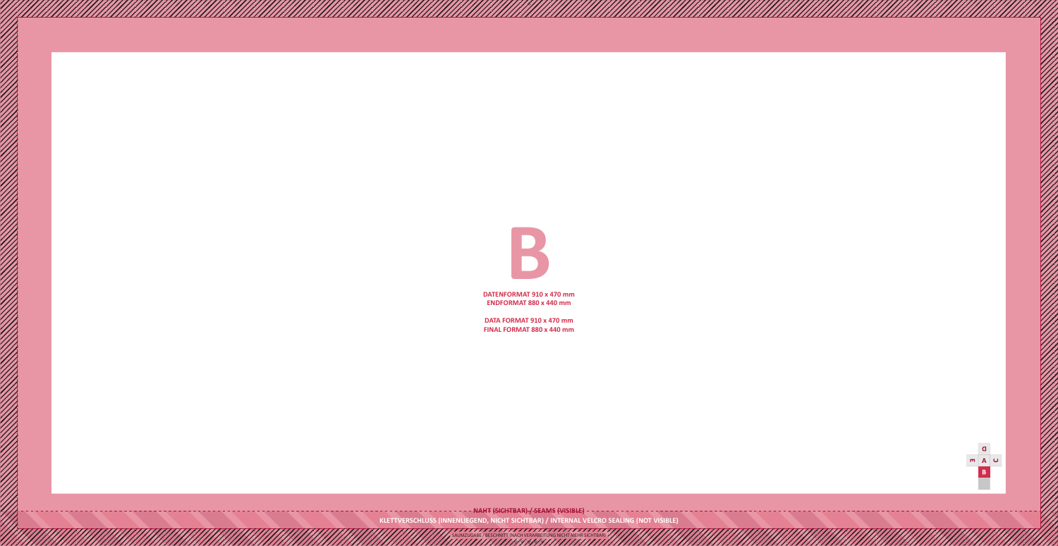# B

**DATENFORMAT 910 x 470 mm**
**ENDFORMAT 880 x 440 mm**

**DATA FORMAT 910 x 470 mm**
**FINAL FORMAT 880 x 440 mm**

D
E A C
B

**NAHT (SICHTBAR) / SEAMS (VISIBLE)**

**KLETTVERSCHLUSS (INNENLIEGEND, NICHT SICHTBAR) / INTERNAL VELCRO SEALING (NOT VISIBLE)**

SAUMZUGABE / BESCHNITT (NACH VERARBEITUNG NICHT MEHR SICHTBAR)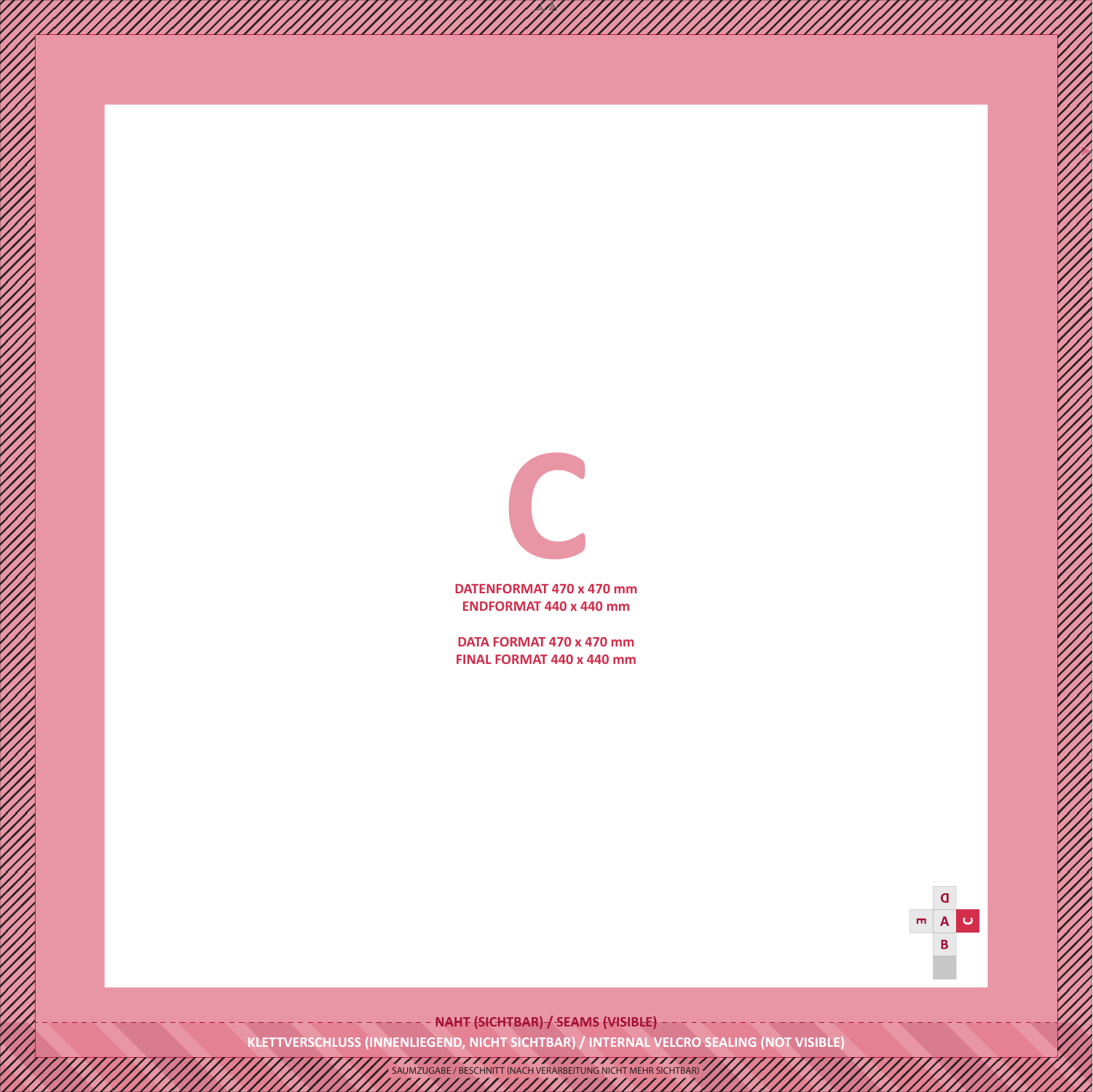# C

**DATENFORMAT 470 x 470 mm**
**ENDFORMAT 440 x 440 mm**

**DATA FORMAT 470 x 470 mm**
**FINAL FORMAT 440 x 440 mm**

D
E A C
B

**NAHT (SICHTBAR) / SEAMS (VISIBLE)**

**KLETTVERSCHLUSS (INNENLIEGEND, NICHT SICHTBAR) / INTERNAL VELCRO SEALING (NOT VISIBLE)**

SAUMZUGABE / BESCHNITT (NACH VERARBEITUNG NICHT MEHR SICHTBAR)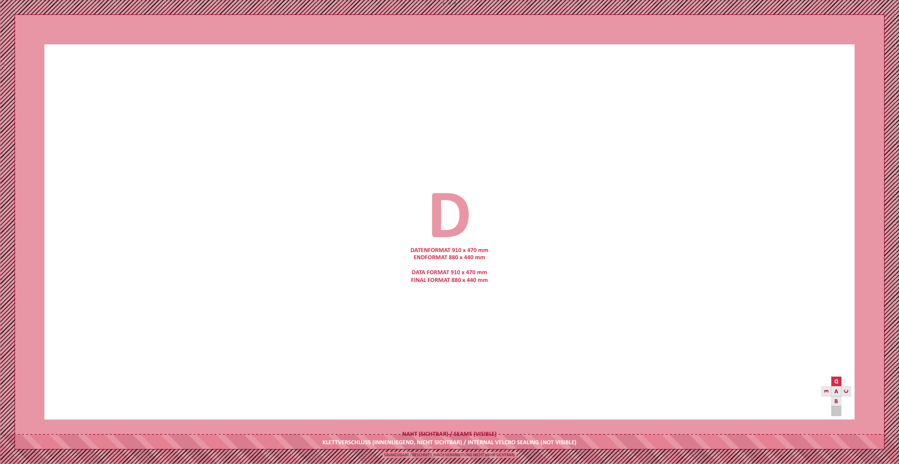# D

**DATENFORMAT 910 x 470 mm**
**ENDFORMAT 880 x 440 mm**

**DATA FORMAT 910 x 470 mm**
**FINAL FORMAT 880 x 440 mm**

D
E A C
B

NAHT (SICHTBAR) / SEAMS (VISIBLE)

KLETTVERSCHLUSS (INNENLIEGEND, NICHT SICHTBAR) / INTERNAL VELCRO SEALING (NOT VISIBLE)

SAUMZUGABE / BESCHNITT (NACH VERARBEITUNG NICHT MEHR SICHTBAR)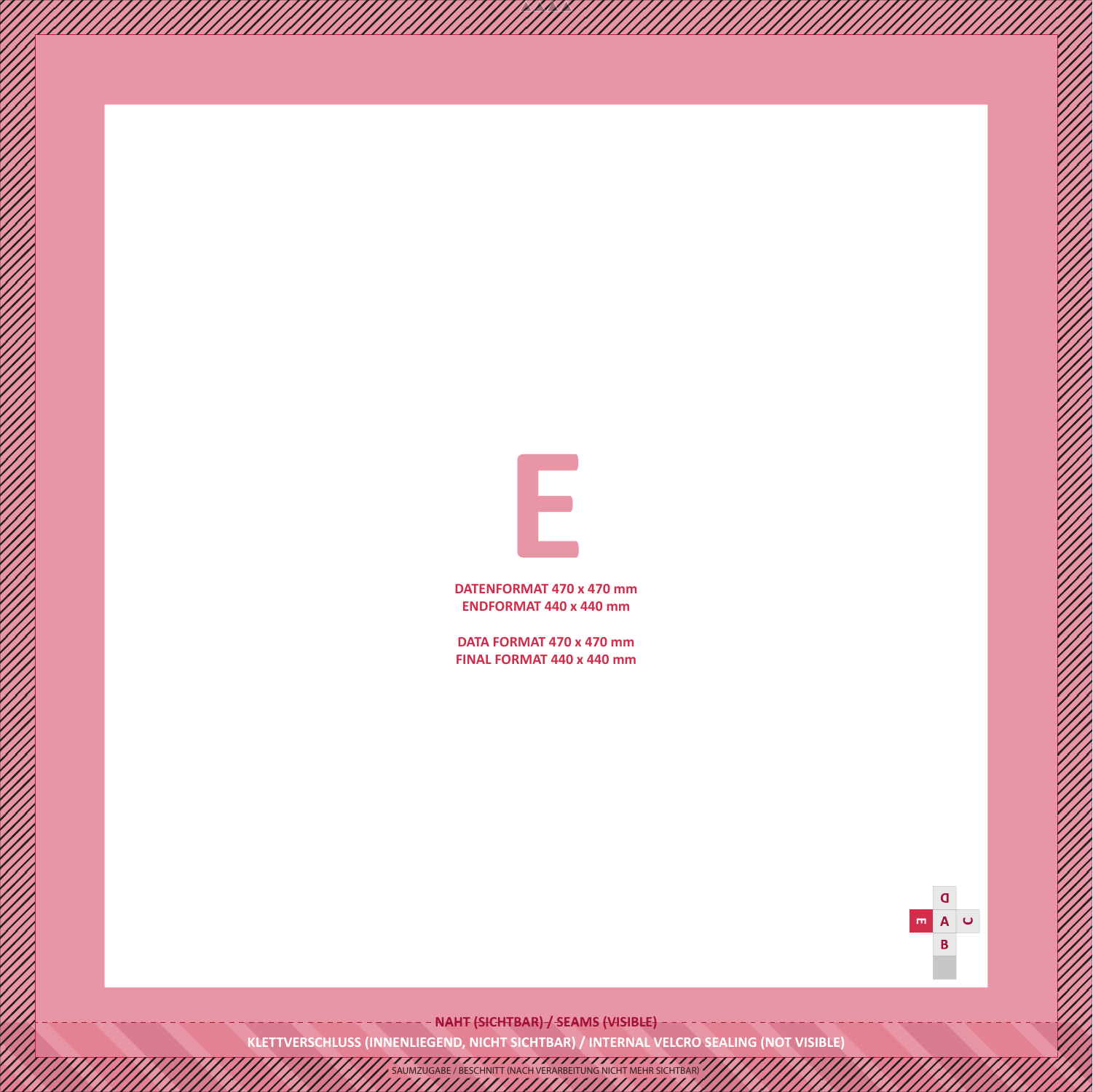# E

**DATENFORMAT 470 x 470 mm**
**ENDFORMAT 440 x 440 mm**

**DATA FORMAT 470 x 470 mm**
**FINAL FORMAT 440 x 440 mm**

D
E A C
B

**NAHT (SICHTBAR) / SEAMS (VISIBLE)**

**KLETTVERSCHLUSS (INNENLIEGEND, NICHT SICHTBAR) / INTERNAL VELCRO SEALING (NOT VISIBLE)**

SAUMZUGABE / BESCHNITT (NACH VERARBEITUNG NICHT MEHR SICHTBAR)